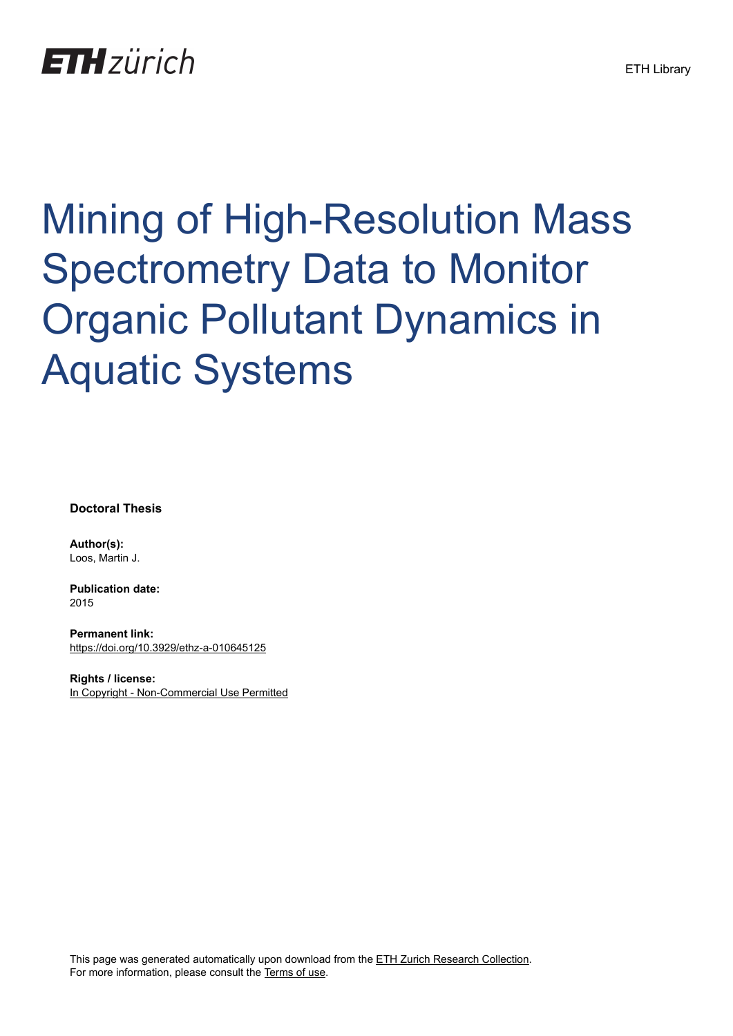# Mining of High-Resolution Mass Spectrometry Data to Monitor Organic Pollutant Dynamics in Aquatic Systems

**Doctoral Thesis**

**Author(s):**
Loos, Martin J.

**Publication date:**
2015

**Permanent link:**
https://doi.org/10.3929/ethz-a-010645125

**Rights / license:**
In Copyright - Non-Commercial Use Permitted

This page was generated automatically upon download from the ETH Zurich Research Collection.
For more information, please consult the Terms of use.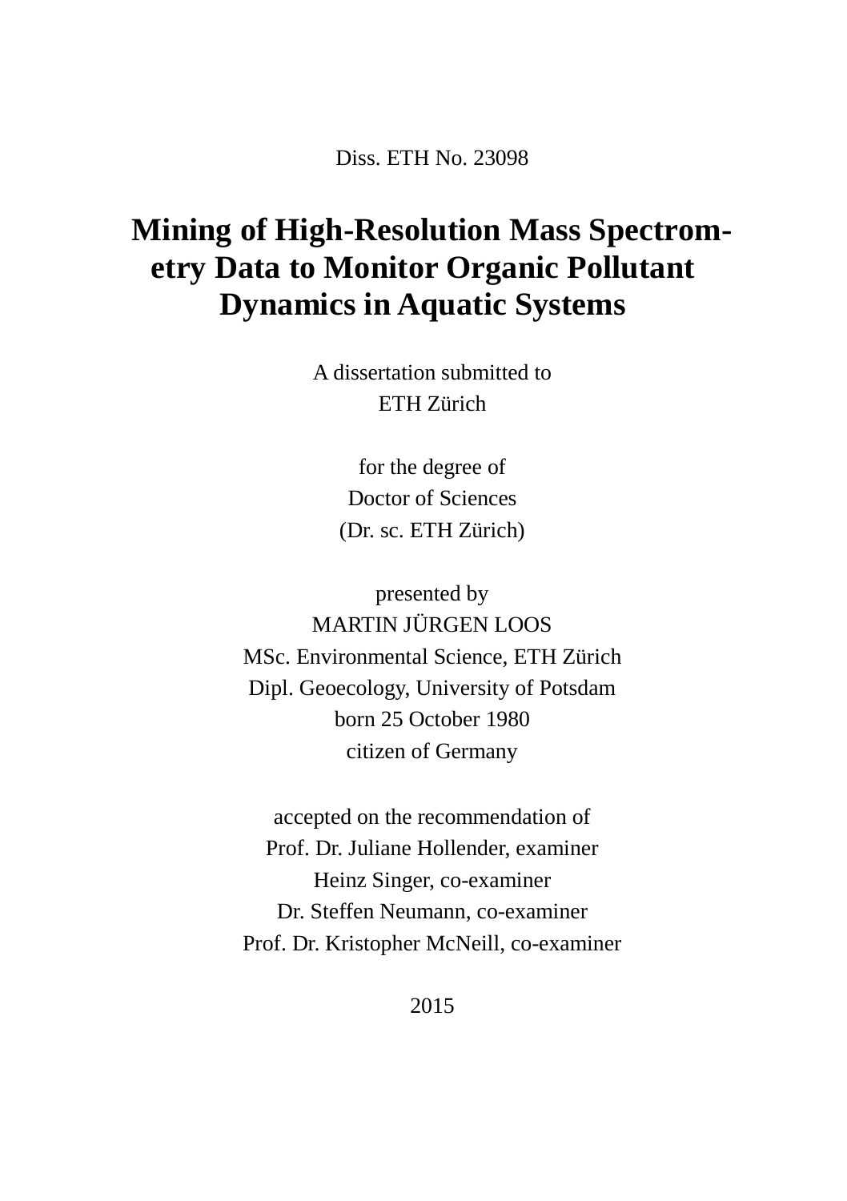Diss. ETH No. 23098

# Mining of High-Resolution Mass Spectrometry Data to Monitor Organic Pollutant Dynamics in Aquatic Systems

A dissertation submitted to
ETH Zürich

for the degree of
Doctor of Sciences
(Dr. sc. ETH Zürich)

presented by
MARTIN JÜRGEN LOOS
MSc. Environmental Science, ETH Zürich
Dipl. Geoecology, University of Potsdam
born 25 October 1980
citizen of Germany

accepted on the recommendation of
Prof. Dr. Juliane Hollender, examiner
Heinz Singer, co-examiner
Dr. Steffen Neumann, co-examiner
Prof. Dr. Kristopher McNeill, co-examiner

2015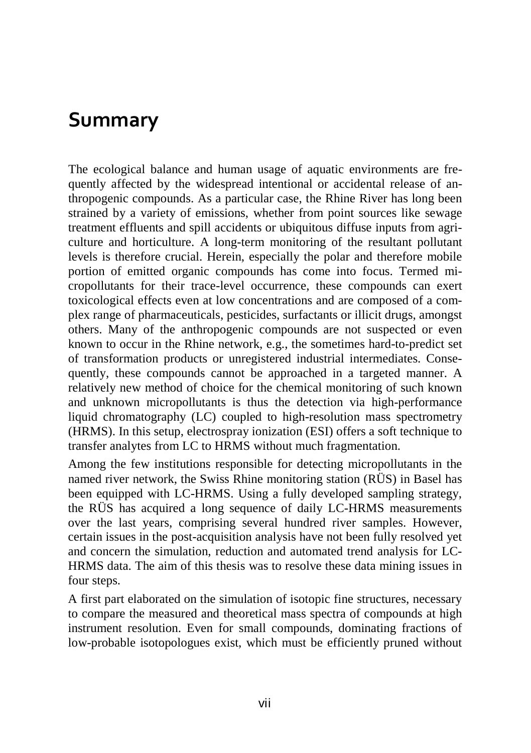# Summary

The ecological balance and human usage of aquatic environments are frequently affected by the widespread intentional or accidental release of anthropogenic compounds. As a particular case, the Rhine River has long been strained by a variety of emissions, whether from point sources like sewage treatment effluents and spill accidents or ubiquitous diffuse inputs from agriculture and horticulture. A long-term monitoring of the resultant pollutant levels is therefore crucial. Herein, especially the polar and therefore mobile portion of emitted organic compounds has come into focus. Termed micropollutants for their trace-level occurrence, these compounds can exert toxicological effects even at low concentrations and are composed of a complex range of pharmaceuticals, pesticides, surfactants or illicit drugs, amongst others. Many of the anthropogenic compounds are not suspected or even known to occur in the Rhine network, e.g., the sometimes hard-to-predict set of transformation products or unregistered industrial intermediates. Consequently, these compounds cannot be approached in a targeted manner. A relatively new method of choice for the chemical monitoring of such known and unknown micropollutants is thus the detection via high-performance liquid chromatography (LC) coupled to high-resolution mass spectrometry (HRMS). In this setup, electrospray ionization (ESI) offers a soft technique to transfer analytes from LC to HRMS without much fragmentation.

Among the few institutions responsible for detecting micropollutants in the named river network, the Swiss Rhine monitoring station (RÜS) in Basel has been equipped with LC-HRMS. Using a fully developed sampling strategy, the RÜS has acquired a long sequence of daily LC-HRMS measurements over the last years, comprising several hundred river samples. However, certain issues in the post-acquisition analysis have not been fully resolved yet and concern the simulation, reduction and automated trend analysis for LC-HRMS data. The aim of this thesis was to resolve these data mining issues in four steps.

A first part elaborated on the simulation of isotopic fine structures, necessary to compare the measured and theoretical mass spectra of compounds at high instrument resolution. Even for small compounds, dominating fractions of low-probable isotopologues exist, which must be efficiently pruned without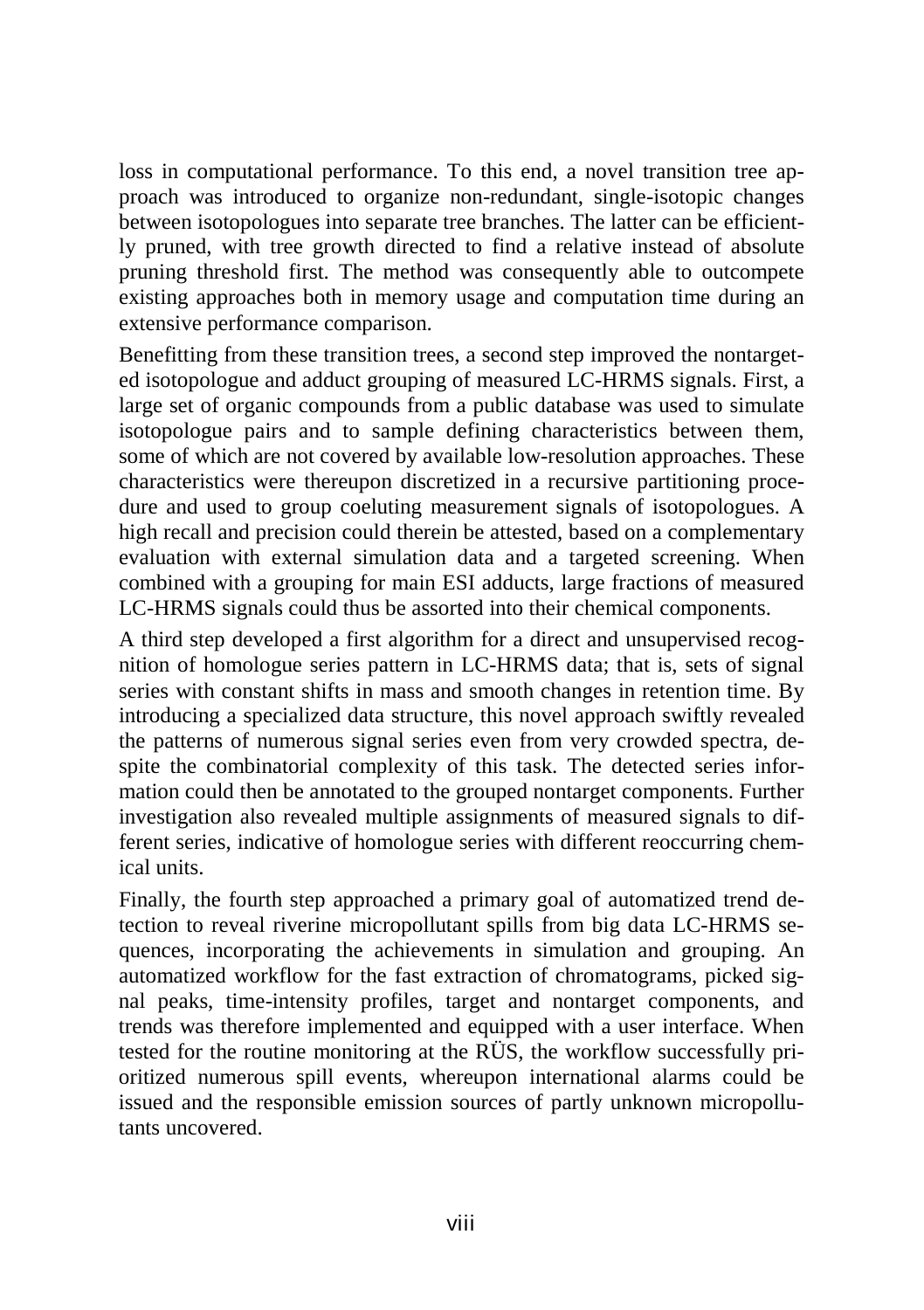loss in computational performance. To this end, a novel transition tree approach was introduced to organize non-redundant, single-isotopic changes between isotopologues into separate tree branches. The latter can be efficiently pruned, with tree growth directed to find a relative instead of absolute pruning threshold first. The method was consequently able to outcompete existing approaches both in memory usage and computation time during an extensive performance comparison.

Benefitting from these transition trees, a second step improved the nontargeted isotopologue and adduct grouping of measured LC-HRMS signals. First, a large set of organic compounds from a public database was used to simulate isotopologue pairs and to sample defining characteristics between them, some of which are not covered by available low-resolution approaches. These characteristics were thereupon discretized in a recursive partitioning procedure and used to group coeluting measurement signals of isotopologues. A high recall and precision could therein be attested, based on a complementary evaluation with external simulation data and a targeted screening. When combined with a grouping for main ESI adducts, large fractions of measured LC-HRMS signals could thus be assorted into their chemical components.

A third step developed a first algorithm for a direct and unsupervised recognition of homologue series pattern in LC-HRMS data; that is, sets of signal series with constant shifts in mass and smooth changes in retention time. By introducing a specialized data structure, this novel approach swiftly revealed the patterns of numerous signal series even from very crowded spectra, despite the combinatorial complexity of this task. The detected series information could then be annotated to the grouped nontarget components. Further investigation also revealed multiple assignments of measured signals to different series, indicative of homologue series with different reoccurring chemical units.

Finally, the fourth step approached a primary goal of automatized trend detection to reveal riverine micropollutant spills from big data LC-HRMS sequences, incorporating the achievements in simulation and grouping. An automatized workflow for the fast extraction of chromatograms, picked signal peaks, time-intensity profiles, target and nontarget components, and trends was therefore implemented and equipped with a user interface. When tested for the routine monitoring at the RÜS, the workflow successfully prioritized numerous spill events, whereupon international alarms could be issued and the responsible emission sources of partly unknown micropollutants uncovered.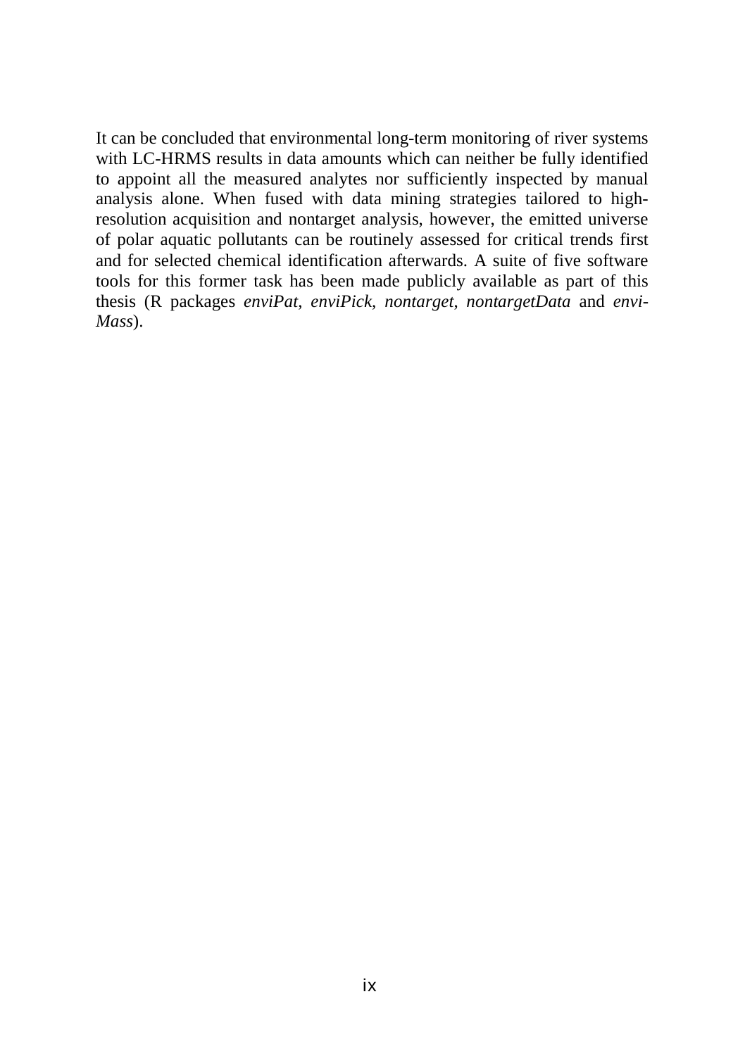It can be concluded that environmental long-term monitoring of river systems with LC-HRMS results in data amounts which can neither be fully identified to appoint all the measured analytes nor sufficiently inspected by manual analysis alone. When fused with data mining strategies tailored to high-resolution acquisition and nontarget analysis, however, the emitted universe of polar aquatic pollutants can be routinely assessed for critical trends first and for selected chemical identification afterwards. A suite of five software tools for this former task has been made publicly available as part of this thesis (R packages *enviPat*, *enviPick*, *nontarget*, *nontargetData* and *enviMass*).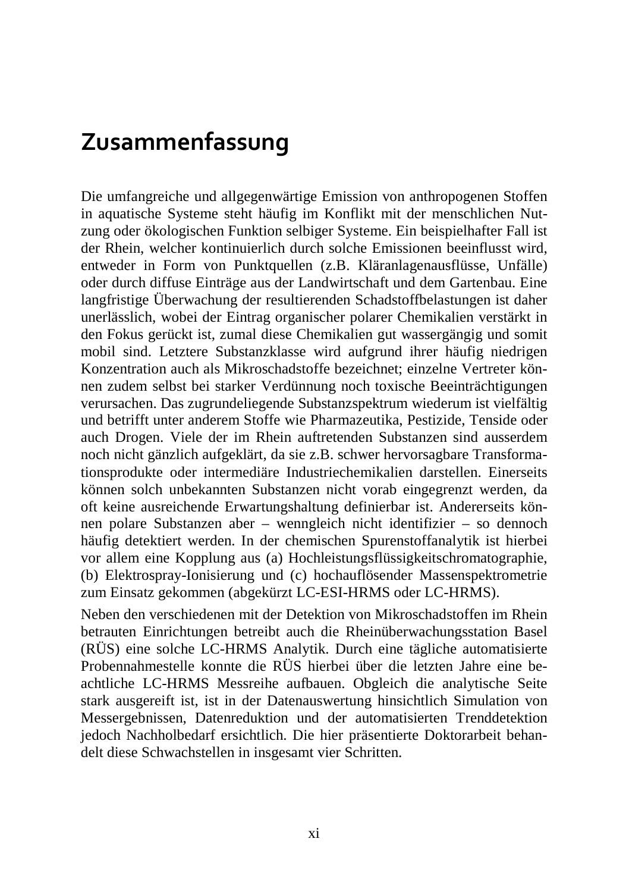# Zusammenfassung

Die umfangreiche und allgegenwärtige Emission von anthropogenen Stoffen in aquatische Systeme steht häufig im Konflikt mit der menschlichen Nutzung oder ökologischen Funktion selbiger Systeme. Ein beispielhafter Fall ist der Rhein, welcher kontinuierlich durch solche Emissionen beeinflusst wird, entweder in Form von Punktquellen (z.B. Kläranlagenausflüsse, Unfälle) oder durch diffuse Einträge aus der Landwirtschaft und dem Gartenbau. Eine langfristige Überwachung der resultierenden Schadstoffbelastungen ist daher unerlässlich, wobei der Eintrag organischer polarer Chemikalien verstärkt in den Fokus gerückt ist, zumal diese Chemikalien gut wassergängig und somit mobil sind. Letztere Substanzklasse wird aufgrund ihrer häufig niedrigen Konzentration auch als Mikroschadstoffe bezeichnet; einzelne Vertreter können zudem selbst bei starker Verdünnung noch toxische Beeinträchtigungen verursachen. Das zugrundeliegende Substanzspektrum wiederum ist vielfältig und betrifft unter anderem Stoffe wie Pharmazeutika, Pestizide, Tenside oder auch Drogen. Viele der im Rhein auftretenden Substanzen sind ausserdem noch nicht gänzlich aufgeklärt, da sie z.B. schwer hervorsagbare Transformationsprodukte oder intermediäre Industriechemikalien darstellen. Einerseits können solch unbekannten Substanzen nicht vorab eingegrenzt werden, da oft keine ausreichende Erwartungshaltung definierbar ist. Andererseits können polare Substanzen aber – wenngleich nicht identifizier – so dennoch häufig detektiert werden. In der chemischen Spurenstoffanalytik ist hierbei vor allem eine Kopplung aus (a) Hochleistungsflüssigkeitschromatographie, (b) Elektrospray-Ionisierung und (c) hochauflösender Massenspektrometrie zum Einsatz gekommen (abgekürzt LC-ESI-HRMS oder LC-HRMS).

Neben den verschiedenen mit der Detektion von Mikroschadstoffen im Rhein betrauten Einrichtungen betreibt auch die Rheinüberwachungsstation Basel (RÜS) eine solche LC-HRMS Analytik. Durch eine tägliche automatisierte Probennahmestelle konnte die RÜS hierbei über die letzten Jahre eine beachtliche LC-HRMS Messreihe aufbauen. Obgleich die analytische Seite stark ausgereift ist, ist in der Datenauswertung hinsichtlich Simulation von Messergebnissen, Datenreduktion und der automatisierten Trenddetektion jedoch Nachholbedarf ersichtlich. Die hier präsentierte Doktorarbeit behandelt diese Schwachstellen in insgesamt vier Schritten.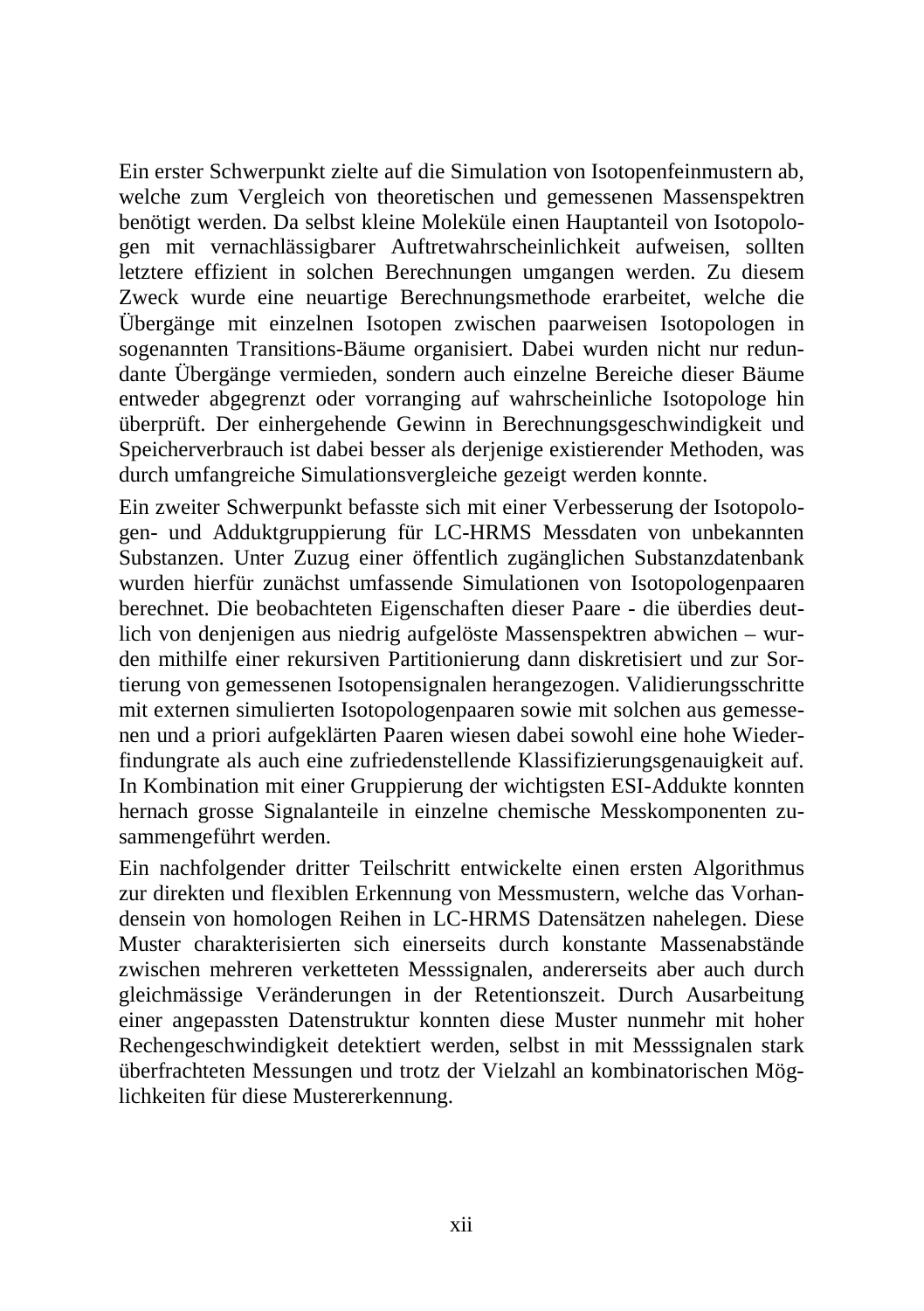Ein erster Schwerpunkt zielte auf die Simulation von Isotopenfeinmustern ab, welche zum Vergleich von theoretischen und gemessenen Massenspektren benötigt werden. Da selbst kleine Moleküle einen Hauptanteil von Isotopologen mit vernachlässigbarer Auftretwahrscheinlichkeit aufweisen, sollten letztere effizient in solchen Berechnungen umgangen werden. Zu diesem Zweck wurde eine neuartige Berechnungsmethode erarbeitet, welche die Übergänge mit einzelnen Isotopen zwischen paarweisen Isotopologen in sogenannten Transitions-Bäume organisiert. Dabei wurden nicht nur redundante Übergänge vermieden, sondern auch einzelne Bereiche dieser Bäume entweder abgegrenzt oder vorranging auf wahrscheinliche Isotopologe hin überprüft. Der einhergehende Gewinn in Berechnungsgeschwindigkeit und Speicherverbrauch ist dabei besser als derjenige existierender Methoden, was durch umfangreiche Simulationsvergleiche gezeigt werden konnte.

Ein zweiter Schwerpunkt befasste sich mit einer Verbesserung der Isotopologen- und Adduktgruppierung für LC-HRMS Messdaten von unbekannten Substanzen. Unter Zuzug einer öffentlich zugänglichen Substanzdatenbank wurden hierfür zunächst umfassende Simulationen von Isotopologenpaaren berechnet. Die beobachteten Eigenschaften dieser Paare - die überdies deutlich von denjenigen aus niedrig aufgelöste Massenspektren abwichen – wurden mithilfe einer rekursiven Partitionierung dann diskretisiert und zur Sortierung von gemessenen Isotopensignalen herangezogen. Validierungsschritte mit externen simulierten Isotopologenpaaren sowie mit solchen aus gemessenen und a priori aufgeklärten Paaren wiesen dabei sowohl eine hohe Wiederfindungrate als auch eine zufriedenstellende Klassifizierungsgenauigkeit auf. In Kombination mit einer Gruppierung der wichtigsten ESI-Addukte konnten hernach grosse Signalanteile in einzelne chemische Messkomponenten zusammengeführt werden.

Ein nachfolgender dritter Teilschritt entwickelte einen ersten Algorithmus zur direkten und flexiblen Erkennung von Messmustern, welche das Vorhandensein von homologen Reihen in LC-HRMS Datensätzen nahelegen. Diese Muster charakterisierten sich einerseits durch konstante Massenabstände zwischen mehreren verketteten Messsignalen, andererseits aber auch durch gleichmässige Veränderungen in der Retentionszeit. Durch Ausarbeitung einer angepassten Datenstruktur konnten diese Muster nunmehr mit hoher Rechengeschwindigkeit detektiert werden, selbst in mit Messsignalen stark überfrachteten Messungen und trotz der Vielzahl an kombinatorischen Möglichkeiten für diese Mustererkennung.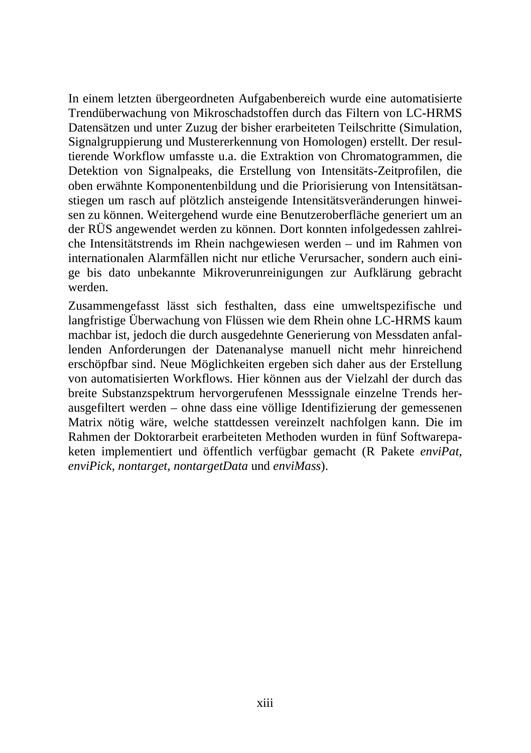In einem letzten übergeordneten Aufgabenbereich wurde eine automatisierte Trendüberwachung von Mikroschadstoffen durch das Filtern von LC-HRMS Datensätzen und unter Zuzug der bisher erarbeiteten Teilschritte (Simulation, Signalgruppierung und Mustererkennung von Homologen) erstellt. Der resultierende Workflow umfasste u.a. die Extraktion von Chromatogrammen, die Detektion von Signalpeaks, die Erstellung von Intensitäts-Zeitprofilen, die oben erwähnte Komponentenbildung und die Priorisierung von Intensitätsanstiegen um rasch auf plötzlich ansteigende Intensitätsveränderungen hinweisen zu können. Weitergehend wurde eine Benutzeroberfläche generiert um an der RÜS angewendet werden zu können. Dort konnten infolgedessen zahlreiche Intensitätstrends im Rhein nachgewiesen werden – und im Rahmen von internationalen Alarmfällen nicht nur etliche Verursacher, sondern auch einige bis dato unbekannte Mikroverunreinigungen zur Aufklärung gebracht werden.

Zusammengefasst lässt sich festhalten, dass eine umweltspezifische und langfristige Überwachung von Flüssen wie dem Rhein ohne LC-HRMS kaum machbar ist, jedoch die durch ausgedehnte Generierung von Messdaten anfallenden Anforderungen der Datenanalyse manuell nicht mehr hinreichend erschöpfbar sind. Neue Möglichkeiten ergeben sich daher aus der Erstellung von automatisierten Workflows. Hier können aus der Vielzahl der durch das breite Substanzspektrum hervorgerufenen Messsignale einzelne Trends herausgefiltert werden – ohne dass eine völlige Identifizierung der gemessenen Matrix nötig wäre, welche stattdessen vereinzelt nachfolgen kann. Die im Rahmen der Doktorarbeit erarbeiteten Methoden wurden in fünf Softwarepaketen implementiert und öffentlich verfügbar gemacht (R Pakete *enviPat*, *enviPick*, *nontarget*, *nontargetData* und *enviMass*).